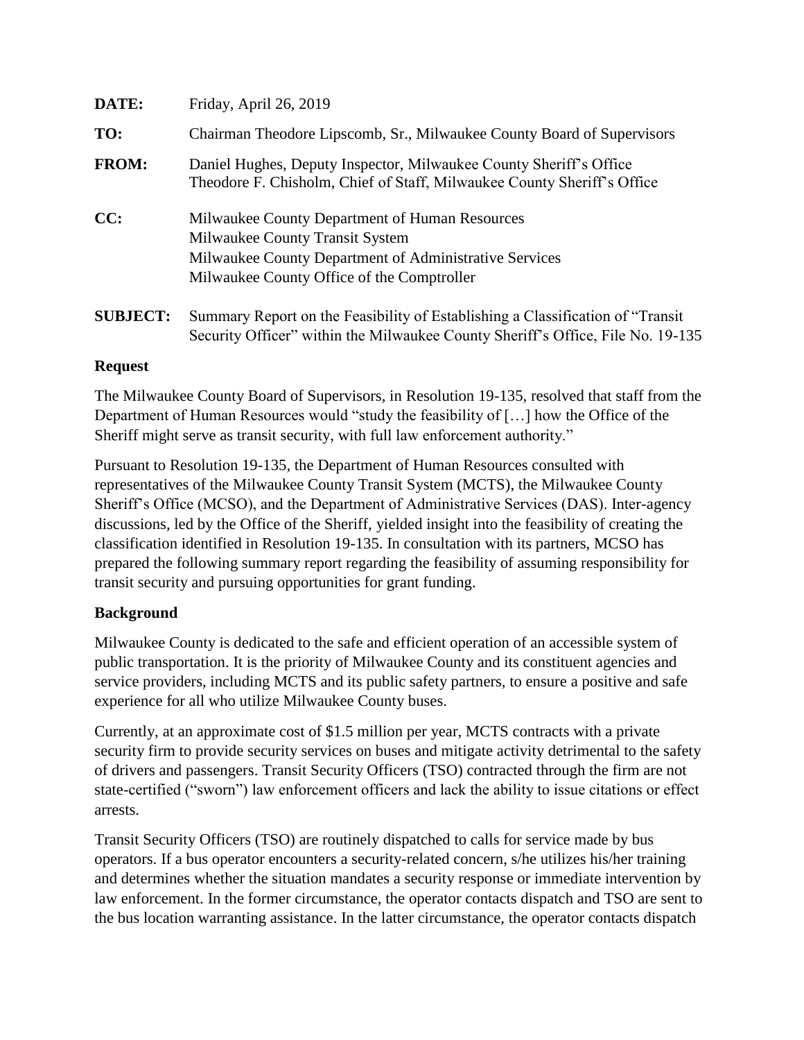**DATE:** Friday, April 26, 2019

**TO:** Chairman Theodore Lipscomb, Sr., Milwaukee County Board of Supervisors

**FROM:** Daniel Hughes, Deputy Inspector, Milwaukee County Sheriff's Office
Theodore F. Chisholm, Chief of Staff, Milwaukee County Sheriff's Office

**CC:** Milwaukee County Department of Human Resources
Milwaukee County Transit System
Milwaukee County Department of Administrative Services
Milwaukee County Office of the Comptroller

**SUBJECT:** Summary Report on the Feasibility of Establishing a Classification of "Transit Security Officer" within the Milwaukee County Sheriff's Office, File No. 19-135

## Request

The Milwaukee County Board of Supervisors, in Resolution 19-135, resolved that staff from the Department of Human Resources would "study the feasibility of […] how the Office of the Sheriff might serve as transit security, with full law enforcement authority."

Pursuant to Resolution 19-135, the Department of Human Resources consulted with representatives of the Milwaukee County Transit System (MCTS), the Milwaukee County Sheriff's Office (MCSO), and the Department of Administrative Services (DAS). Inter-agency discussions, led by the Office of the Sheriff, yielded insight into the feasibility of creating the classification identified in Resolution 19-135. In consultation with its partners, MCSO has prepared the following summary report regarding the feasibility of assuming responsibility for transit security and pursuing opportunities for grant funding.

## Background

Milwaukee County is dedicated to the safe and efficient operation of an accessible system of public transportation. It is the priority of Milwaukee County and its constituent agencies and service providers, including MCTS and its public safety partners, to ensure a positive and safe experience for all who utilize Milwaukee County buses.

Currently, at an approximate cost of $1.5 million per year, MCTS contracts with a private security firm to provide security services on buses and mitigate activity detrimental to the safety of drivers and passengers. Transit Security Officers (TSO) contracted through the firm are not state-certified ("sworn") law enforcement officers and lack the ability to issue citations or effect arrests.

Transit Security Officers (TSO) are routinely dispatched to calls for service made by bus operators. If a bus operator encounters a security-related concern, s/he utilizes his/her training and determines whether the situation mandates a security response or immediate intervention by law enforcement. In the former circumstance, the operator contacts dispatch and TSO are sent to the bus location warranting assistance. In the latter circumstance, the operator contacts dispatch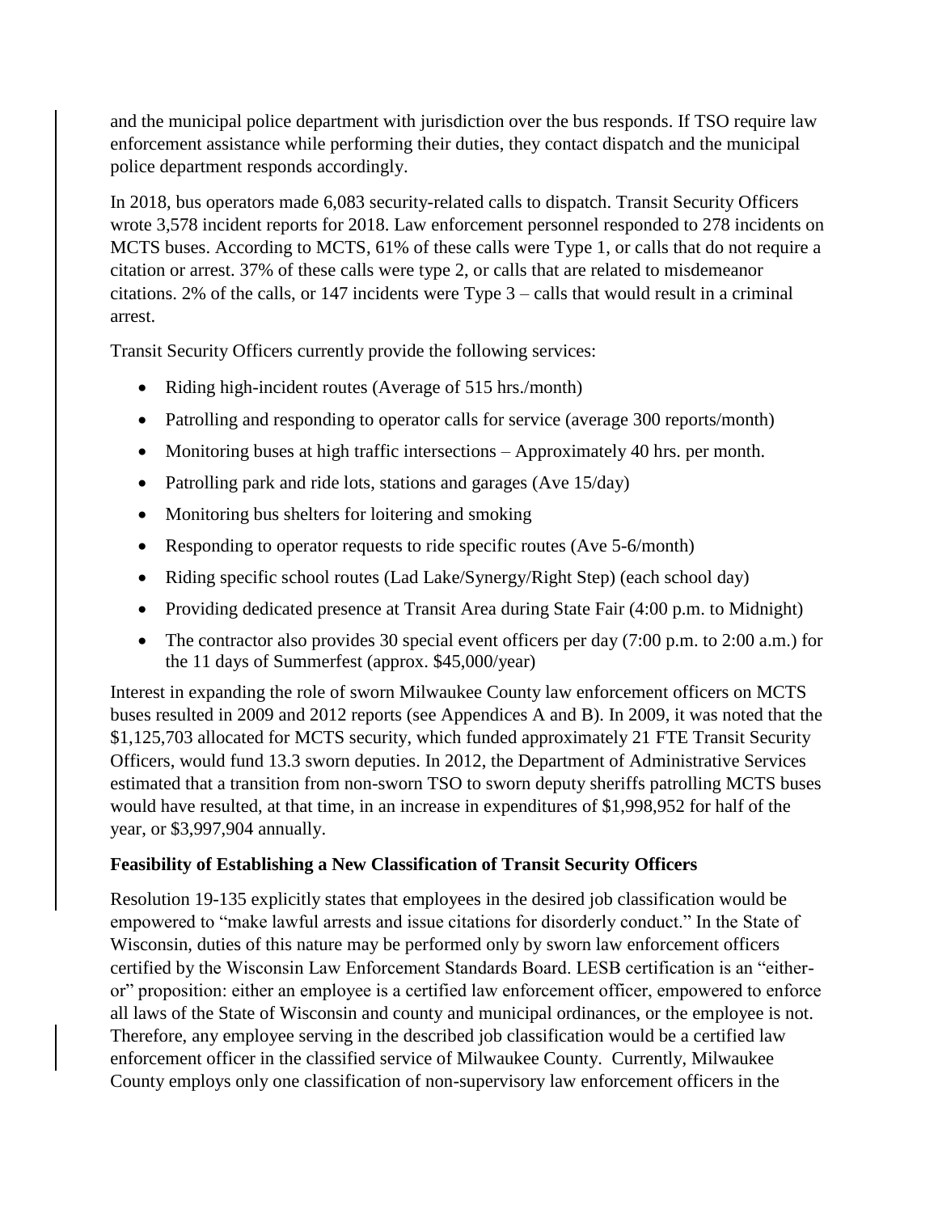and the municipal police department with jurisdiction over the bus responds. If TSO require law enforcement assistance while performing their duties, they contact dispatch and the municipal police department responds accordingly.

In 2018, bus operators made 6,083 security-related calls to dispatch. Transit Security Officers wrote 3,578 incident reports for 2018. Law enforcement personnel responded to 278 incidents on MCTS buses. According to MCTS, 61% of these calls were Type 1, or calls that do not require a citation or arrest. 37% of these calls were type 2, or calls that are related to misdemeanor citations. 2% of the calls, or 147 incidents were Type 3 – calls that would result in a criminal arrest.

Transit Security Officers currently provide the following services:

- Riding high-incident routes (Average of 515 hrs./month)
- Patrolling and responding to operator calls for service (average 300 reports/month)
- Monitoring buses at high traffic intersections – Approximately 40 hrs. per month.
- Patrolling park and ride lots, stations and garages (Ave 15/day)
- Monitoring bus shelters for loitering and smoking
- Responding to operator requests to ride specific routes (Ave 5-6/month)
- Riding specific school routes (Lad Lake/Synergy/Right Step) (each school day)
- Providing dedicated presence at Transit Area during State Fair (4:00 p.m. to Midnight)
- The contractor also provides 30 special event officers per day (7:00 p.m. to 2:00 a.m.) for the 11 days of Summerfest (approx. $45,000/year)

Interest in expanding the role of sworn Milwaukee County law enforcement officers on MCTS buses resulted in 2009 and 2012 reports (see Appendices A and B). In 2009, it was noted that the $1,125,703 allocated for MCTS security, which funded approximately 21 FTE Transit Security Officers, would fund 13.3 sworn deputies. In 2012, the Department of Administrative Services estimated that a transition from non-sworn TSO to sworn deputy sheriffs patrolling MCTS buses would have resulted, at that time, in an increase in expenditures of $1,998,952 for half of the year, or $3,997,904 annually.

**Feasibility of Establishing a New Classification of Transit Security Officers**

Resolution 19-135 explicitly states that employees in the desired job classification would be empowered to "make lawful arrests and issue citations for disorderly conduct." In the State of Wisconsin, duties of this nature may be performed only by sworn law enforcement officers certified by the Wisconsin Law Enforcement Standards Board. LESB certification is an "either-or" proposition: either an employee is a certified law enforcement officer, empowered to enforce all laws of the State of Wisconsin and county and municipal ordinances, or the employee is not. Therefore, any employee serving in the described job classification would be a certified law enforcement officer in the classified service of Milwaukee County. Currently, Milwaukee County employs only one classification of non-supervisory law enforcement officers in the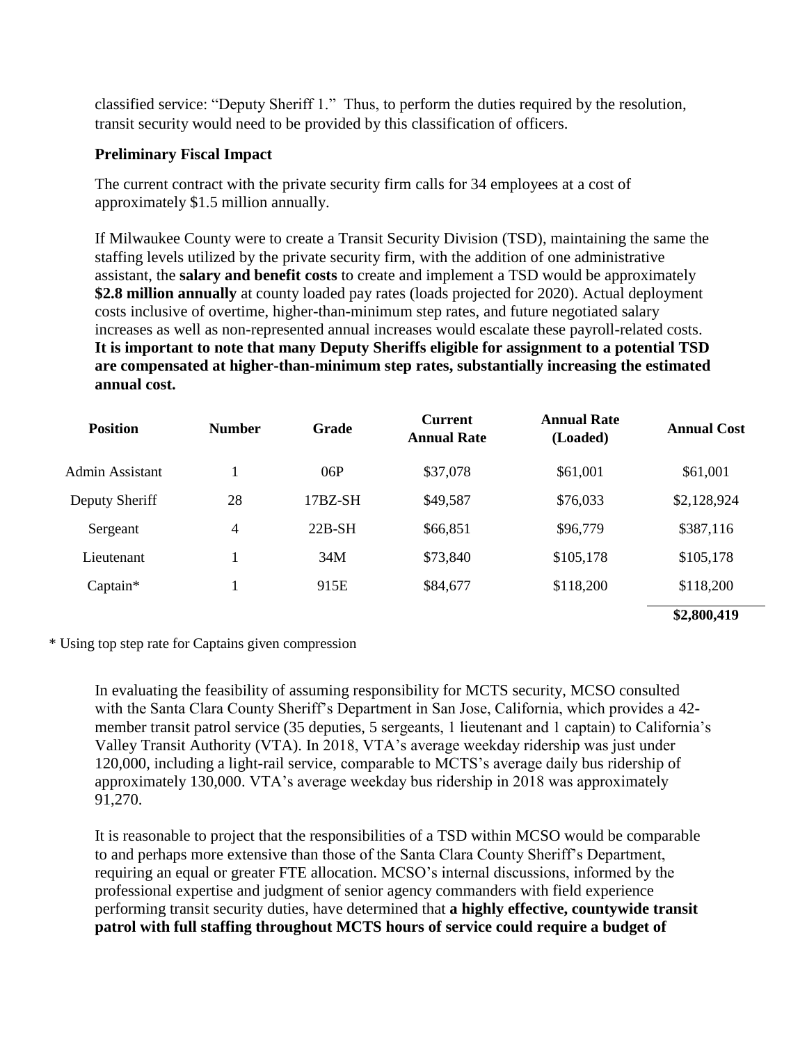classified service: "Deputy Sheriff 1." Thus, to perform the duties required by the resolution, transit security would need to be provided by this classification of officers.

**Preliminary Fiscal Impact**

The current contract with the private security firm calls for 34 employees at a cost of approximately $1.5 million annually.

If Milwaukee County were to create a Transit Security Division (TSD), maintaining the same the staffing levels utilized by the private security firm, with the addition of one administrative assistant, the **salary and benefit costs** to create and implement a TSD would be approximately **$2.8 million annually** at county loaded pay rates (loads projected for 2020). Actual deployment costs inclusive of overtime, higher-than-minimum step rates, and future negotiated salary increases as well as non-represented annual increases would escalate these payroll-related costs. **It is important to note that many Deputy Sheriffs eligible for assignment to a potential TSD are compensated at higher-than-minimum step rates, substantially increasing the estimated annual cost.**

| Position | Number | Grade | Current Annual Rate | Annual Rate (Loaded) | Annual Cost |
|---|---|---|---|---|---|
| Admin Assistant | 1 | 06P | $37,078 | $61,001 | $61,001 |
| Deputy Sheriff | 28 | 17BZ-SH | $49,587 | $76,033 | $2,128,924 |
| Sergeant | 4 | 22B-SH | $66,851 | $96,779 | $387,116 |
| Lieutenant | 1 | 34M | $73,840 | $105,178 | $105,178 |
| Captain* | 1 | 915E | $84,677 | $118,200 | $118,200 |
| | | | | | **$2,800,419** |

\* Using top step rate for Captains given compression

In evaluating the feasibility of assuming responsibility for MCTS security, MCSO consulted with the Santa Clara County Sheriff's Department in San Jose, California, which provides a 42-member transit patrol service (35 deputies, 5 sergeants, 1 lieutenant and 1 captain) to California's Valley Transit Authority (VTA). In 2018, VTA's average weekday ridership was just under 120,000, including a light-rail service, comparable to MCTS's average daily bus ridership of approximately 130,000. VTA's average weekday bus ridership in 2018 was approximately 91,270.

It is reasonable to project that the responsibilities of a TSD within MCSO would be comparable to and perhaps more extensive than those of the Santa Clara County Sheriff's Department, requiring an equal or greater FTE allocation. MCSO's internal discussions, informed by the professional expertise and judgment of senior agency commanders with field experience performing transit security duties, have determined that **a highly effective, countywide transit patrol with full staffing throughout MCTS hours of service could require a budget of**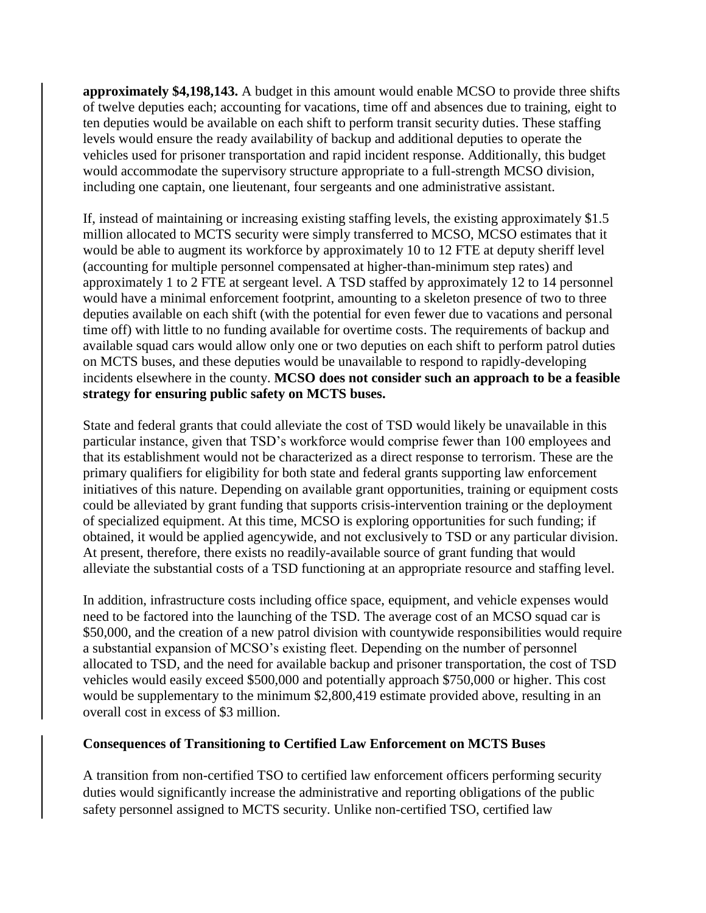**approximately $4,198,143.** A budget in this amount would enable MCSO to provide three shifts of twelve deputies each; accounting for vacations, time off and absences due to training, eight to ten deputies would be available on each shift to perform transit security duties. These staffing levels would ensure the ready availability of backup and additional deputies to operate the vehicles used for prisoner transportation and rapid incident response. Additionally, this budget would accommodate the supervisory structure appropriate to a full-strength MCSO division, including one captain, one lieutenant, four sergeants and one administrative assistant.

If, instead of maintaining or increasing existing staffing levels, the existing approximately $1.5 million allocated to MCTS security were simply transferred to MCSO, MCSO estimates that it would be able to augment its workforce by approximately 10 to 12 FTE at deputy sheriff level (accounting for multiple personnel compensated at higher-than-minimum step rates) and approximately 1 to 2 FTE at sergeant level. A TSD staffed by approximately 12 to 14 personnel would have a minimal enforcement footprint, amounting to a skeleton presence of two to three deputies available on each shift (with the potential for even fewer due to vacations and personal time off) with little to no funding available for overtime costs. The requirements of backup and available squad cars would allow only one or two deputies on each shift to perform patrol duties on MCTS buses, and these deputies would be unavailable to respond to rapidly-developing incidents elsewhere in the county. **MCSO does not consider such an approach to be a feasible strategy for ensuring public safety on MCTS buses.**

State and federal grants that could alleviate the cost of TSD would likely be unavailable in this particular instance, given that TSD's workforce would comprise fewer than 100 employees and that its establishment would not be characterized as a direct response to terrorism. These are the primary qualifiers for eligibility for both state and federal grants supporting law enforcement initiatives of this nature. Depending on available grant opportunities, training or equipment costs could be alleviated by grant funding that supports crisis-intervention training or the deployment of specialized equipment. At this time, MCSO is exploring opportunities for such funding; if obtained, it would be applied agencywide, and not exclusively to TSD or any particular division. At present, therefore, there exists no readily-available source of grant funding that would alleviate the substantial costs of a TSD functioning at an appropriate resource and staffing level.

In addition, infrastructure costs including office space, equipment, and vehicle expenses would need to be factored into the launching of the TSD. The average cost of an MCSO squad car is $50,000, and the creation of a new patrol division with countywide responsibilities would require a substantial expansion of MCSO's existing fleet. Depending on the number of personnel allocated to TSD, and the need for available backup and prisoner transportation, the cost of TSD vehicles would easily exceed $500,000 and potentially approach $750,000 or higher. This cost would be supplementary to the minimum $2,800,419 estimate provided above, resulting in an overall cost in excess of $3 million.

**Consequences of Transitioning to Certified Law Enforcement on MCTS Buses**

A transition from non-certified TSO to certified law enforcement officers performing security duties would significantly increase the administrative and reporting obligations of the public safety personnel assigned to MCTS security. Unlike non-certified TSO, certified law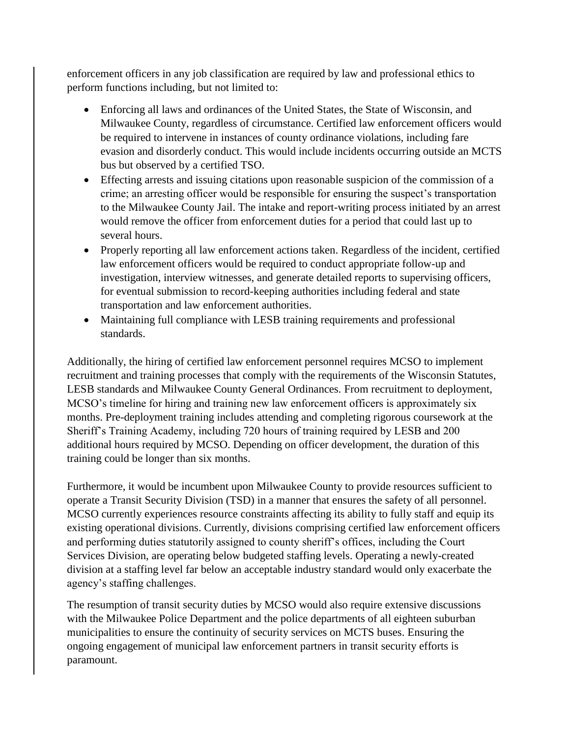enforcement officers in any job classification are required by law and professional ethics to perform functions including, but not limited to:

- Enforcing all laws and ordinances of the United States, the State of Wisconsin, and Milwaukee County, regardless of circumstance. Certified law enforcement officers would be required to intervene in instances of county ordinance violations, including fare evasion and disorderly conduct. This would include incidents occurring outside an MCTS bus but observed by a certified TSO.
- Effecting arrests and issuing citations upon reasonable suspicion of the commission of a crime; an arresting officer would be responsible for ensuring the suspect's transportation to the Milwaukee County Jail. The intake and report-writing process initiated by an arrest would remove the officer from enforcement duties for a period that could last up to several hours.
- Properly reporting all law enforcement actions taken. Regardless of the incident, certified law enforcement officers would be required to conduct appropriate follow-up and investigation, interview witnesses, and generate detailed reports to supervising officers, for eventual submission to record-keeping authorities including federal and state transportation and law enforcement authorities.
- Maintaining full compliance with LESB training requirements and professional standards.

Additionally, the hiring of certified law enforcement personnel requires MCSO to implement recruitment and training processes that comply with the requirements of the Wisconsin Statutes, LESB standards and Milwaukee County General Ordinances. From recruitment to deployment, MCSO's timeline for hiring and training new law enforcement officers is approximately six months. Pre-deployment training includes attending and completing rigorous coursework at the Sheriff's Training Academy, including 720 hours of training required by LESB and 200 additional hours required by MCSO. Depending on officer development, the duration of this training could be longer than six months.

Furthermore, it would be incumbent upon Milwaukee County to provide resources sufficient to operate a Transit Security Division (TSD) in a manner that ensures the safety of all personnel. MCSO currently experiences resource constraints affecting its ability to fully staff and equip its existing operational divisions. Currently, divisions comprising certified law enforcement officers and performing duties statutorily assigned to county sheriff's offices, including the Court Services Division, are operating below budgeted staffing levels. Operating a newly-created division at a staffing level far below an acceptable industry standard would only exacerbate the agency's staffing challenges.

The resumption of transit security duties by MCSO would also require extensive discussions with the Milwaukee Police Department and the police departments of all eighteen suburban municipalities to ensure the continuity of security services on MCTS buses. Ensuring the ongoing engagement of municipal law enforcement partners in transit security efforts is paramount.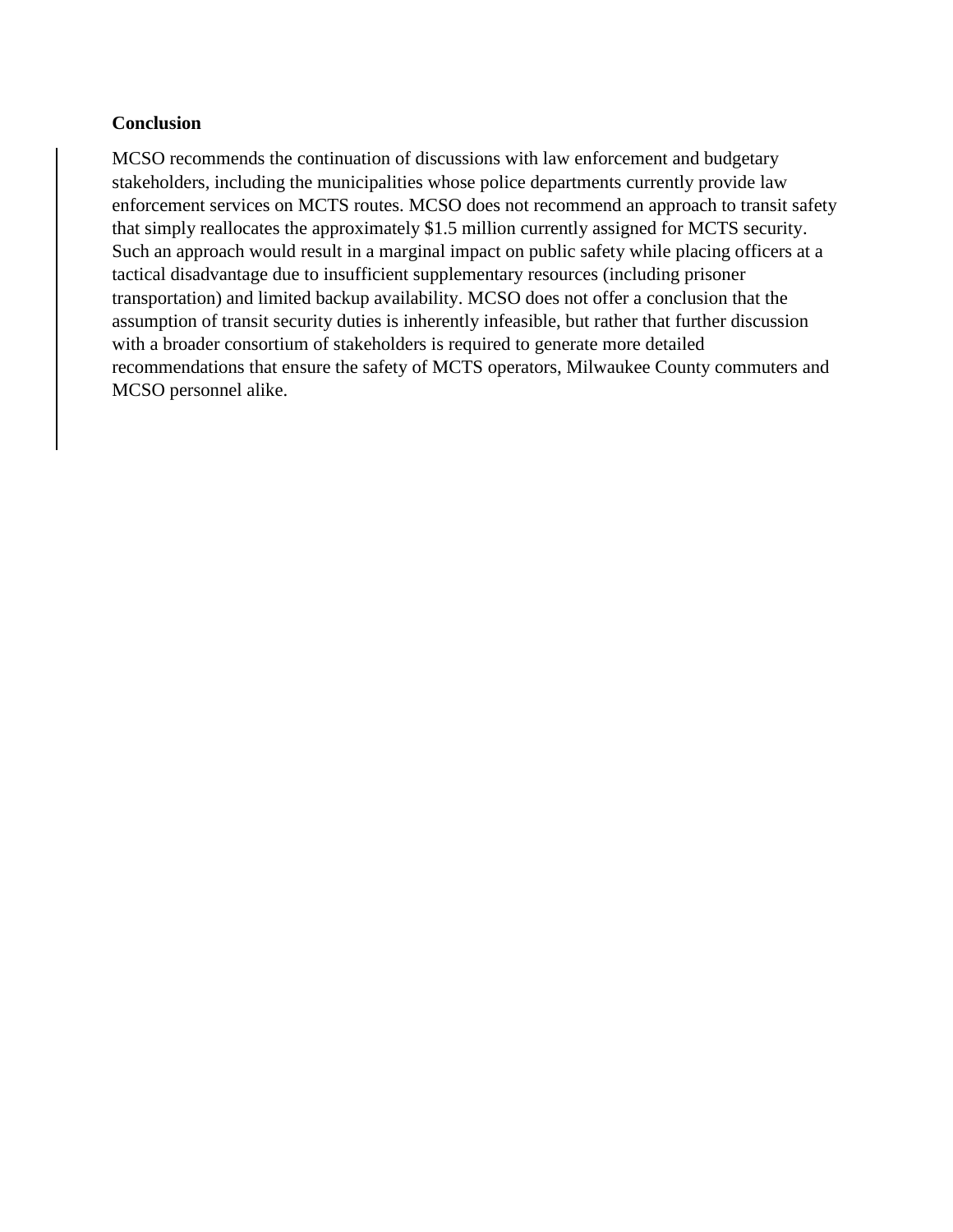**Conclusion**

MCSO recommends the continuation of discussions with law enforcement and budgetary stakeholders, including the municipalities whose police departments currently provide law enforcement services on MCTS routes. MCSO does not recommend an approach to transit safety that simply reallocates the approximately $1.5 million currently assigned for MCTS security. Such an approach would result in a marginal impact on public safety while placing officers at a tactical disadvantage due to insufficient supplementary resources (including prisoner transportation) and limited backup availability. MCSO does not offer a conclusion that the assumption of transit security duties is inherently infeasible, but rather that further discussion with a broader consortium of stakeholders is required to generate more detailed recommendations that ensure the safety of MCTS operators, Milwaukee County commuters and MCSO personnel alike.